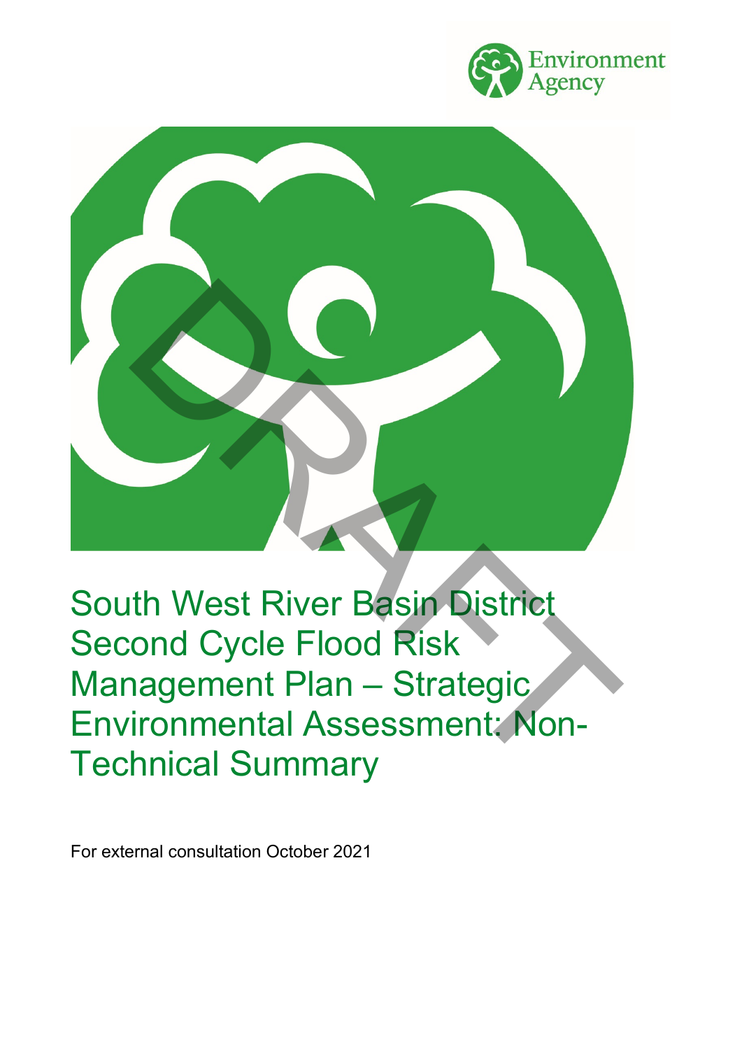# South West River Basin District Second Cycle Flood Risk Management Plan – Strategic Environmental Assessment: Non-Technical Summary

For external consultation October 2021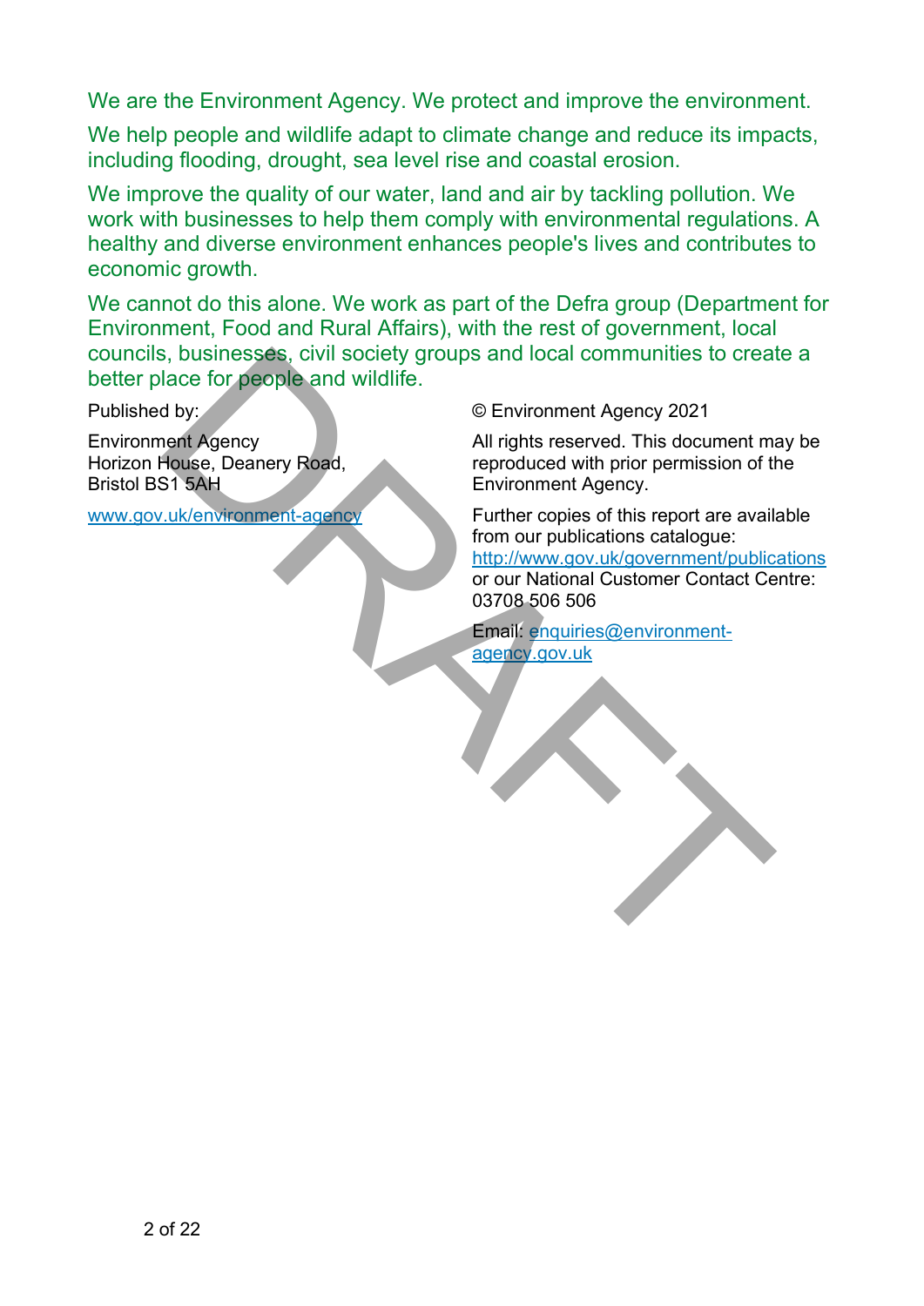We are the Environment Agency. We protect and improve the environment.

We help people and wildlife adapt to climate change and reduce its impacts, including flooding, drought, sea level rise and coastal erosion.

We improve the quality of our water, land and air by tackling pollution. We work with businesses to help them comply with environmental regulations. A healthy and diverse environment enhances people's lives and contributes to economic growth.

We cannot do this alone. We work as part of the Defra group (Department for Environment, Food and Rural Affairs), with the rest of government, local councils, businesses, civil society groups and local communities to create a better place for people and wildlife.

Published by:

Environment Agency
Horizon House, Deanery Road,
Bristol BS1 5AH

[www.gov.uk/environment-agency](http://www.gov.uk/environment-agency)

© Environment Agency 2021

All rights reserved. This document may be reproduced with prior permission of the Environment Agency.

Further copies of this report are available from our publications catalogue: [http://www.gov.uk/government/publications](http://www.gov.uk/government/publications) or our National Customer Contact Centre: 03708 506 506

Email: [enquiries@environment-agency.gov.uk](mailto:enquiries@environment-agency.gov.uk)

DRAFT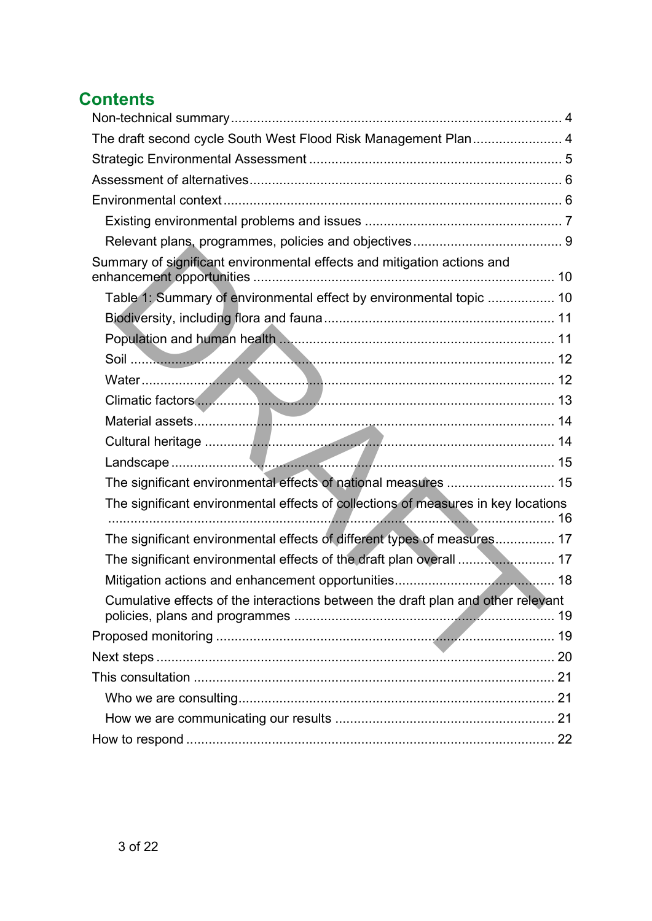## Contents

- Non-technical summary ... 4
- The draft second cycle South West Flood Risk Management Plan ... 4
- Strategic Environmental Assessment ... 5
- Assessment of alternatives ... 6
- Environmental context ... 6
  - Existing environmental problems and issues ... 7
  - Relevant plans, programmes, policies and objectives ... 9
- Summary of significant environmental effects and mitigation actions and enhancement opportunities ... 10
  - Table 1: Summary of environmental effect by environmental topic ... 10
  - Biodiversity, including flora and fauna ... 11
  - Population and human health ... 11
  - Soil ... 12
  - Water ... 12
  - Climatic factors ... 13
  - Material assets ... 14
  - Cultural heritage ... 14
  - Landscape ... 15
  - The significant environmental effects of national measures ... 15
  - The significant environmental effects of collections of measures in key locations ... 16
  - The significant environmental effects of different types of measures ... 17
  - The significant environmental effects of the draft plan overall ... 17
  - Mitigation actions and enhancement opportunities ... 18
  - Cumulative effects of the interactions between the draft plan and other relevant policies, plans and programmes ... 19
- Proposed monitoring ... 19
- Next steps ... 20
- This consultation ... 21
  - Who we are consulting ... 21
  - How we are communicating our results ... 21
- How to respond ... 22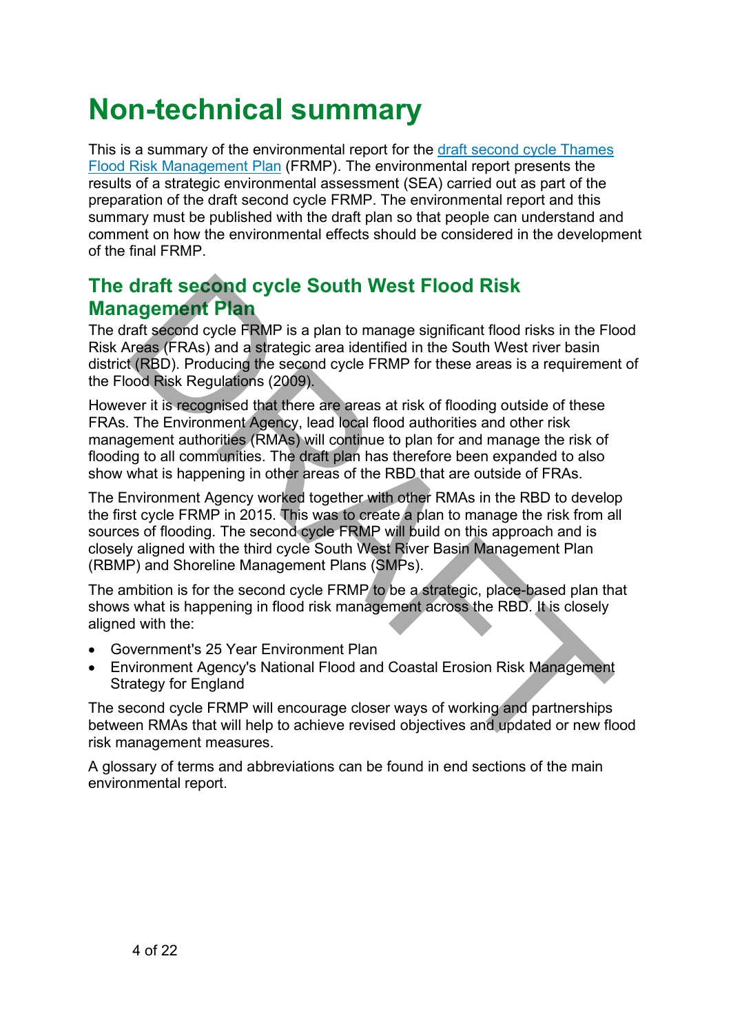# Non-technical summary

This is a summary of the environmental report for the [draft second cycle Thames Flood Risk Management Plan]() (FRMP). The environmental report presents the results of a strategic environmental assessment (SEA) carried out as part of the preparation of the draft second cycle FRMP. The environmental report and this summary must be published with the draft plan so that people can understand and comment on how the environmental effects should be considered in the development of the final FRMP.

## The draft second cycle South West Flood Risk Management Plan

The draft second cycle FRMP is a plan to manage significant flood risks in the Flood Risk Areas (FRAs) and a strategic area identified in the South West river basin district (RBD). Producing the second cycle FRMP for these areas is a requirement of the Flood Risk Regulations (2009).

However it is recognised that there are areas at risk of flooding outside of these FRAs. The Environment Agency, lead local flood authorities and other risk management authorities (RMAs) will continue to plan for and manage the risk of flooding to all communities. The draft plan has therefore been expanded to also show what is happening in other areas of the RBD that are outside of FRAs.

The Environment Agency worked together with other RMAs in the RBD to develop the first cycle FRMP in 2015. This was to create a plan to manage the risk from all sources of flooding. The second cycle FRMP will build on this approach and is closely aligned with the third cycle South West River Basin Management Plan (RBMP) and Shoreline Management Plans (SMPs).

The ambition is for the second cycle FRMP to be a strategic, place-based plan that shows what is happening in flood risk management across the RBD. It is closely aligned with the:

- Government's 25 Year Environment Plan
- Environment Agency's National Flood and Coastal Erosion Risk Management Strategy for England

The second cycle FRMP will encourage closer ways of working and partnerships between RMAs that will help to achieve revised objectives and updated or new flood risk management measures.

A glossary of terms and abbreviations can be found in end sections of the main environmental report.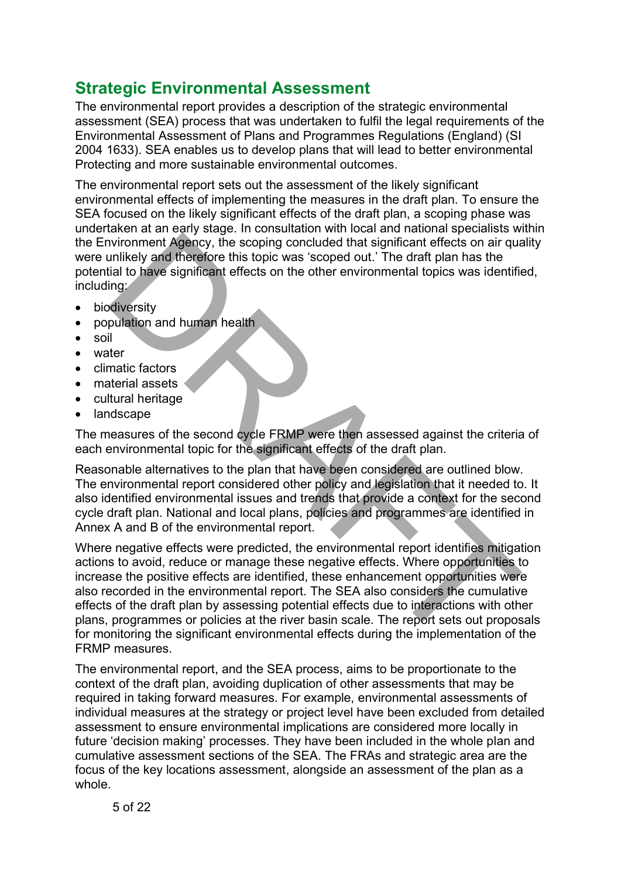## Strategic Environmental Assessment

The environmental report provides a description of the strategic environmental assessment (SEA) process that was undertaken to fulfil the legal requirements of the Environmental Assessment of Plans and Programmes Regulations (England) (SI 2004 1633). SEA enables us to develop plans that will lead to better environmental Protecting and more sustainable environmental outcomes.

The environmental report sets out the assessment of the likely significant environmental effects of implementing the measures in the draft plan. To ensure the SEA focused on the likely significant effects of the draft plan, a scoping phase was undertaken at an early stage. In consultation with local and national specialists within the Environment Agency, the scoping concluded that significant effects on air quality were unlikely and therefore this topic was 'scoped out.' The draft plan has the potential to have significant effects on the other environmental topics was identified, including:

- biodiversity
- population and human health
- soil
- water
- climatic factors
- material assets
- cultural heritage
- landscape

The measures of the second cycle FRMP were then assessed against the criteria of each environmental topic for the significant effects of the draft plan.

Reasonable alternatives to the plan that have been considered are outlined blow. The environmental report considered other policy and legislation that it needed to. It also identified environmental issues and trends that provide a context for the second cycle draft plan. National and local plans, policies and programmes are identified in Annex A and B of the environmental report.

Where negative effects were predicted, the environmental report identifies mitigation actions to avoid, reduce or manage these negative effects. Where opportunities to increase the positive effects are identified, these enhancement opportunities were also recorded in the environmental report. The SEA also considers the cumulative effects of the draft plan by assessing potential effects due to interactions with other plans, programmes or policies at the river basin scale. The report sets out proposals for monitoring the significant environmental effects during the implementation of the FRMP measures.

The environmental report, and the SEA process, aims to be proportionate to the context of the draft plan, avoiding duplication of other assessments that may be required in taking forward measures. For example, environmental assessments of individual measures at the strategy or project level have been excluded from detailed assessment to ensure environmental implications are considered more locally in future 'decision making' processes. They have been included in the whole plan and cumulative assessment sections of the SEA. The FRAs and strategic area are the focus of the key locations assessment, alongside an assessment of the plan as a whole.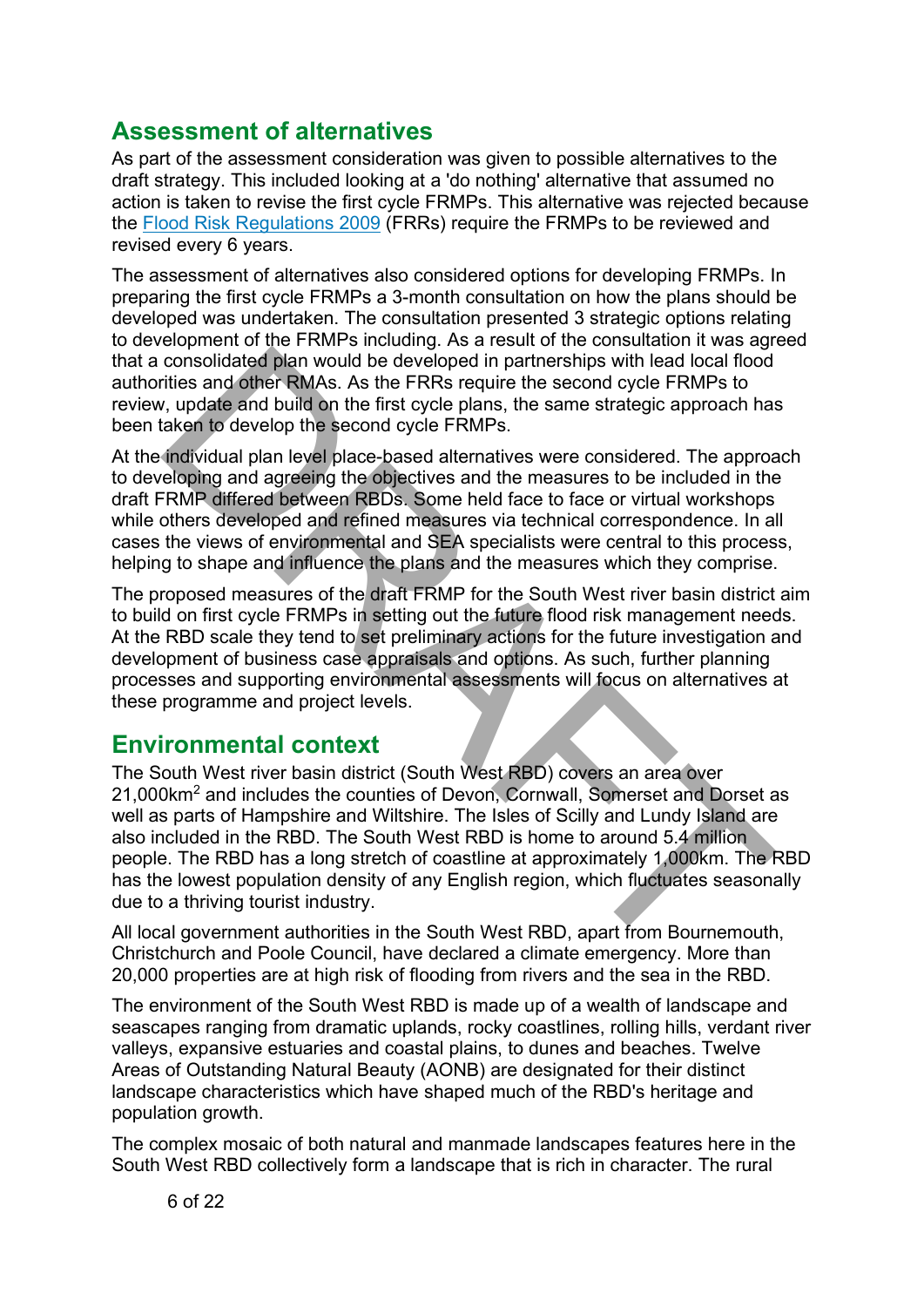## Assessment of alternatives

As part of the assessment consideration was given to possible alternatives to the draft strategy. This included looking at a 'do nothing' alternative that assumed no action is taken to revise the first cycle FRMPs. This alternative was rejected because the [Flood Risk Regulations 2009](#) (FRRs) require the FRMPs to be reviewed and revised every 6 years.

The assessment of alternatives also considered options for developing FRMPs. In preparing the first cycle FRMPs a 3-month consultation on how the plans should be developed was undertaken. The consultation presented 3 strategic options relating to development of the FRMPs including. As a result of the consultation it was agreed that a consolidated plan would be developed in partnerships with lead local flood authorities and other RMAs. As the FRRs require the second cycle FRMPs to review, update and build on the first cycle plans, the same strategic approach has been taken to develop the second cycle FRMPs.

At the individual plan level place-based alternatives were considered. The approach to developing and agreeing the objectives and the measures to be included in the draft FRMP differed between RBDs. Some held face to face or virtual workshops while others developed and refined measures via technical correspondence. In all cases the views of environmental and SEA specialists were central to this process, helping to shape and influence the plans and the measures which they comprise.

The proposed measures of the draft FRMP for the South West river basin district aim to build on first cycle FRMPs in setting out the future flood risk management needs. At the RBD scale they tend to set preliminary actions for the future investigation and development of business case appraisals and options. As such, further planning processes and supporting environmental assessments will focus on alternatives at these programme and project levels.

## Environmental context

The South West river basin district (South West RBD) covers an area over 21,000km$^2$ and includes the counties of Devon, Cornwall, Somerset and Dorset as well as parts of Hampshire and Wiltshire. The Isles of Scilly and Lundy Island are also included in the RBD. The South West RBD is home to around 5.4 million people. The RBD has a long stretch of coastline at approximately 1,000km. The RBD has the lowest population density of any English region, which fluctuates seasonally due to a thriving tourist industry.

All local government authorities in the South West RBD, apart from Bournemouth, Christchurch and Poole Council, have declared a climate emergency. More than 20,000 properties are at high risk of flooding from rivers and the sea in the RBD.

The environment of the South West RBD is made up of a wealth of landscape and seascapes ranging from dramatic uplands, rocky coastlines, rolling hills, verdant river valleys, expansive estuaries and coastal plains, to dunes and beaches. Twelve Areas of Outstanding Natural Beauty (AONB) are designated for their distinct landscape characteristics which have shaped much of the RBD's heritage and population growth.

The complex mosaic of both natural and manmade landscapes features here in the South West RBD collectively form a landscape that is rich in character. The rural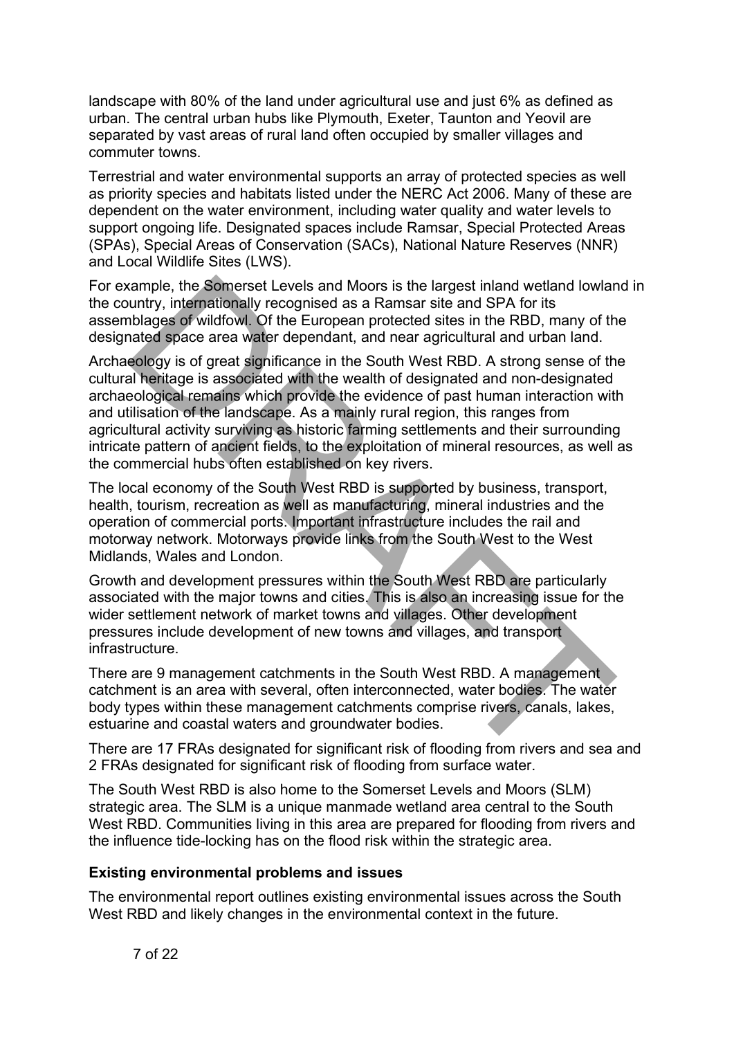landscape with 80% of the land under agricultural use and just 6% as defined as urban. The central urban hubs like Plymouth, Exeter, Taunton and Yeovil are separated by vast areas of rural land often occupied by smaller villages and commuter towns.

Terrestrial and water environmental supports an array of protected species as well as priority species and habitats listed under the NERC Act 2006. Many of these are dependent on the water environment, including water quality and water levels to support ongoing life. Designated spaces include Ramsar, Special Protected Areas (SPAs), Special Areas of Conservation (SACs), National Nature Reserves (NNR) and Local Wildlife Sites (LWS).

For example, the Somerset Levels and Moors is the largest inland wetland lowland in the country, internationally recognised as a Ramsar site and SPA for its assemblages of wildfowl. Of the European protected sites in the RBD, many of the designated space area water dependant, and near agricultural and urban land.

Archaeology is of great significance in the South West RBD. A strong sense of the cultural heritage is associated with the wealth of designated and non-designated archaeological remains which provide the evidence of past human interaction with and utilisation of the landscape. As a mainly rural region, this ranges from agricultural activity surviving as historic farming settlements and their surrounding intricate pattern of ancient fields, to the exploitation of mineral resources, as well as the commercial hubs often established on key rivers.

The local economy of the South West RBD is supported by business, transport, health, tourism, recreation as well as manufacturing, mineral industries and the operation of commercial ports. Important infrastructure includes the rail and motorway network. Motorways provide links from the South West to the West Midlands, Wales and London.

Growth and development pressures within the South West RBD are particularly associated with the major towns and cities. This is also an increasing issue for the wider settlement network of market towns and villages. Other development pressures include development of new towns and villages, and transport infrastructure.

There are 9 management catchments in the South West RBD. A management catchment is an area with several, often interconnected, water bodies. The water body types within these management catchments comprise rivers, canals, lakes, estuarine and coastal waters and groundwater bodies.

There are 17 FRAs designated for significant risk of flooding from rivers and sea and 2 FRAs designated for significant risk of flooding from surface water.

The South West RBD is also home to the Somerset Levels and Moors (SLM) strategic area. The SLM is a unique manmade wetland area central to the South West RBD. Communities living in this area are prepared for flooding from rivers and the influence tide-locking has on the flood risk within the strategic area.

### Existing environmental problems and issues

The environmental report outlines existing environmental issues across the South West RBD and likely changes in the environmental context in the future.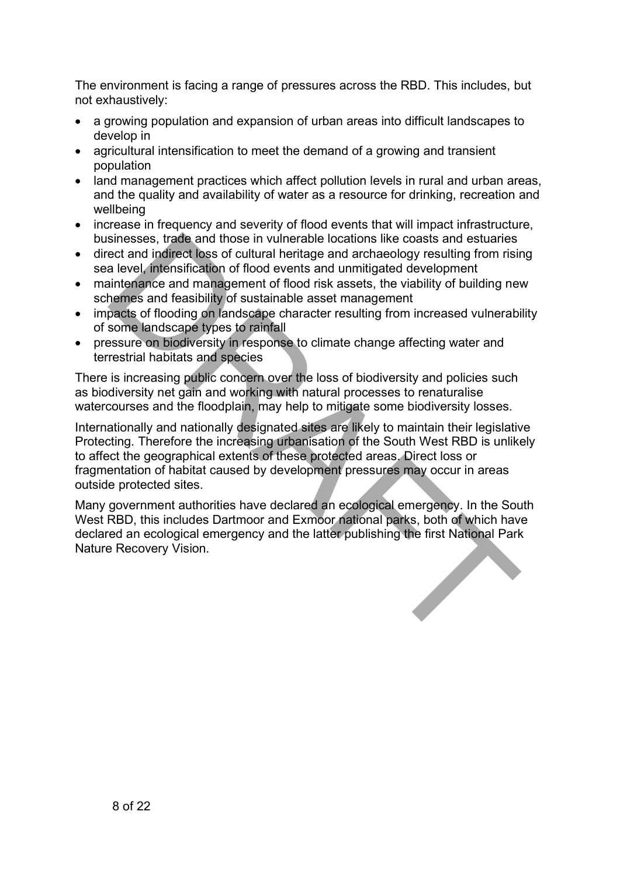The environment is facing a range of pressures across the RBD. This includes, but not exhaustively:

- a growing population and expansion of urban areas into difficult landscapes to develop in
- agricultural intensification to meet the demand of a growing and transient population
- land management practices which affect pollution levels in rural and urban areas, and the quality and availability of water as a resource for drinking, recreation and wellbeing
- increase in frequency and severity of flood events that will impact infrastructure, businesses, trade and those in vulnerable locations like coasts and estuaries
- direct and indirect loss of cultural heritage and archaeology resulting from rising sea level, intensification of flood events and unmitigated development
- maintenance and management of flood risk assets, the viability of building new schemes and feasibility of sustainable asset management
- impacts of flooding on landscape character resulting from increased vulnerability of some landscape types to rainfall
- pressure on biodiversity in response to climate change affecting water and terrestrial habitats and species

There is increasing public concern over the loss of biodiversity and policies such as biodiversity net gain and working with natural processes to renaturalise watercourses and the floodplain, may help to mitigate some biodiversity losses.

Internationally and nationally designated sites are likely to maintain their legislative Protecting. Therefore the increasing urbanisation of the South West RBD is unlikely to affect the geographical extents of these protected areas. Direct loss or fragmentation of habitat caused by development pressures may occur in areas outside protected sites.

Many government authorities have declared an ecological emergency. In the South West RBD, this includes Dartmoor and Exmoor national parks, both of which have declared an ecological emergency and the latter publishing the first National Park Nature Recovery Vision.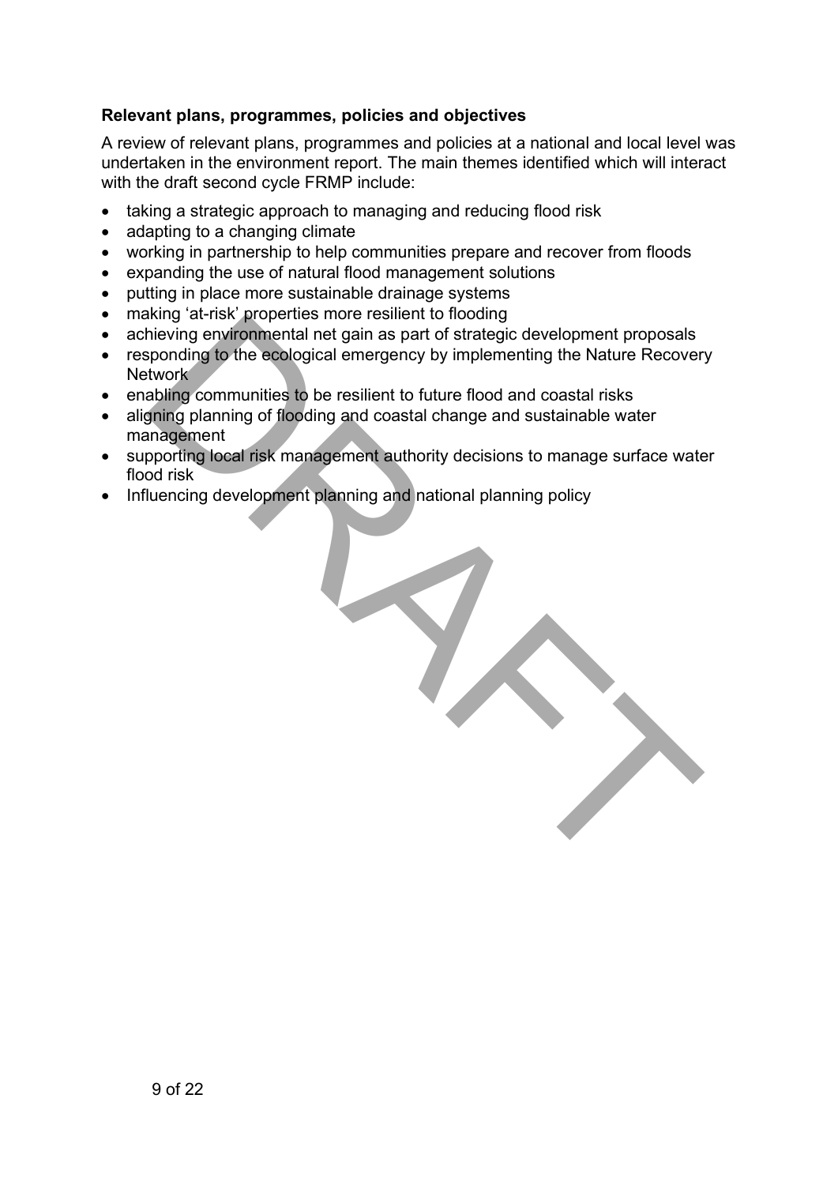**Relevant plans, programmes, policies and objectives**

A review of relevant plans, programmes and policies at a national and local level was undertaken in the environment report. The main themes identified which will interact with the draft second cycle FRMP include:

- taking a strategic approach to managing and reducing flood risk
- adapting to a changing climate
- working in partnership to help communities prepare and recover from floods
- expanding the use of natural flood management solutions
- putting in place more sustainable drainage systems
- making 'at-risk' properties more resilient to flooding
- achieving environmental net gain as part of strategic development proposals
- responding to the ecological emergency by implementing the Nature Recovery Network
- enabling communities to be resilient to future flood and coastal risks
- aligning planning of flooding and coastal change and sustainable water management
- supporting local risk management authority decisions to manage surface water flood risk
- Influencing development planning and national planning policy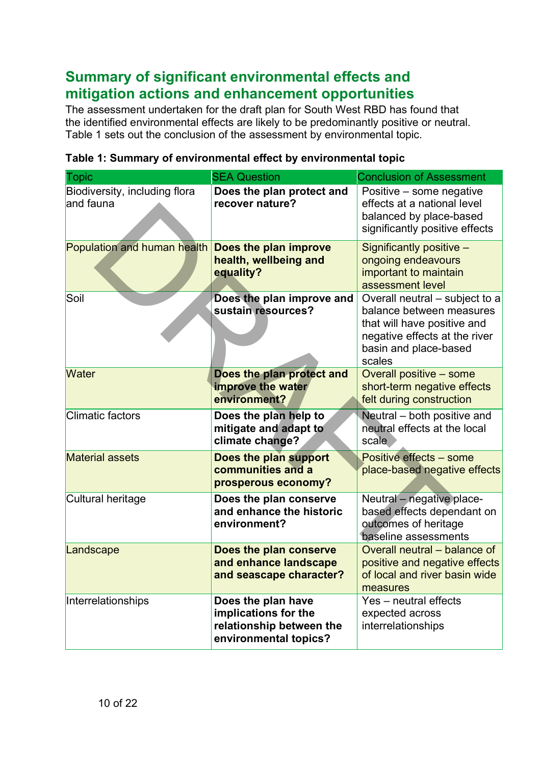## Summary of significant environmental effects and mitigation actions and enhancement opportunities

The assessment undertaken for the draft plan for South West RBD has found that the identified environmental effects are likely to be predominantly positive or neutral. Table 1 sets out the conclusion of the assessment by environmental topic.

**Table 1: Summary of environmental effect by environmental topic**

| Topic | SEA Question | Conclusion of Assessment |
|---|---|---|
| Biodiversity, including flora and fauna | **Does the plan protect and recover nature?** | Positive – some negative effects at a national level balanced by place-based significantly positive effects |
| Population and human health | **Does the plan improve health, wellbeing and equality?** | Significantly positive – ongoing endeavours important to maintain assessment level |
| Soil | **Does the plan improve and sustain resources?** | Overall neutral – subject to a balance between measures that will have positive and negative effects at the river basin and place-based scales |
| Water | **Does the plan protect and improve the water environment?** | Overall positive – some short-term negative effects felt during construction |
| Climatic factors | **Does the plan help to mitigate and adapt to climate change?** | Neutral – both positive and neutral effects at the local scale |
| Material assets | **Does the plan support communities and a prosperous economy?** | Positive effects – some place-based negative effects |
| Cultural heritage | **Does the plan conserve and enhance the historic environment?** | Neutral – negative place-based effects dependant on outcomes of heritage baseline assessments |
| Landscape | **Does the plan conserve and enhance landscape and seascape character?** | Overall neutral – balance of positive and negative effects of local and river basin wide measures |
| Interrelationships | **Does the plan have implications for the relationship between the environmental topics?** | Yes – neutral effects expected across interrelationships |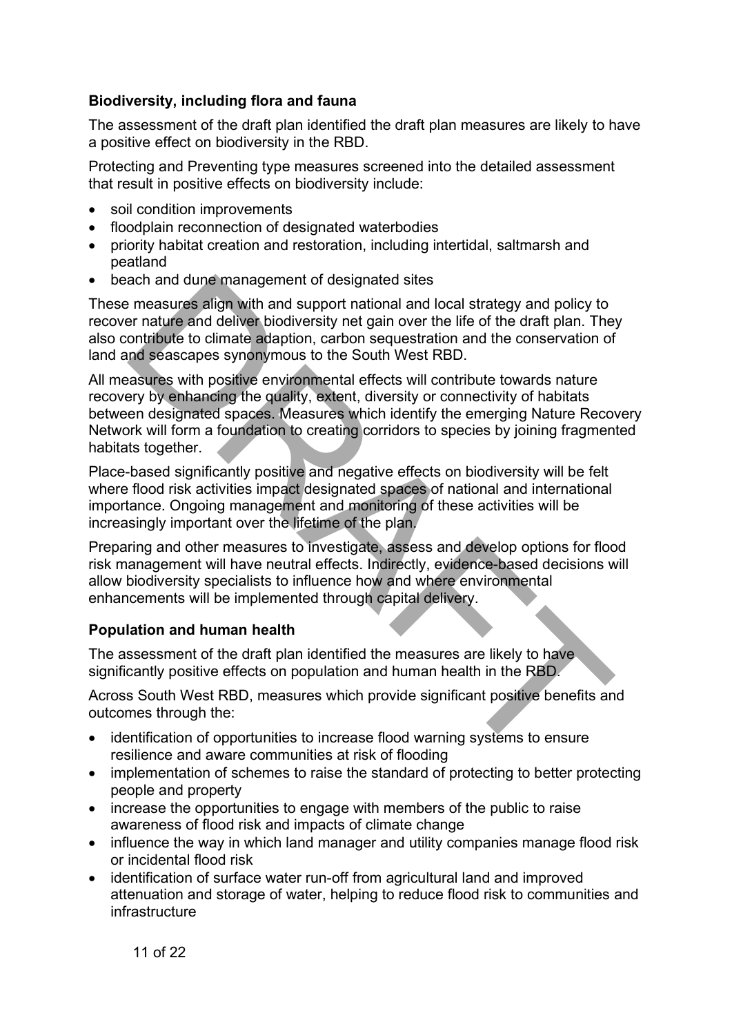### Biodiversity, including flora and fauna

The assessment of the draft plan identified the draft plan measures are likely to have a positive effect on biodiversity in the RBD.

Protecting and Preventing type measures screened into the detailed assessment that result in positive effects on biodiversity include:

- soil condition improvements
- floodplain reconnection of designated waterbodies
- priority habitat creation and restoration, including intertidal, saltmarsh and peatland
- beach and dune management of designated sites

These measures align with and support national and local strategy and policy to recover nature and deliver biodiversity net gain over the life of the draft plan. They also contribute to climate adaption, carbon sequestration and the conservation of land and seascapes synonymous to the South West RBD.

All measures with positive environmental effects will contribute towards nature recovery by enhancing the quality, extent, diversity or connectivity of habitats between designated spaces. Measures which identify the emerging Nature Recovery Network will form a foundation to creating corridors to species by joining fragmented habitats together.

Place-based significantly positive and negative effects on biodiversity will be felt where flood risk activities impact designated spaces of national and international importance. Ongoing management and monitoring of these activities will be increasingly important over the lifetime of the plan.

Preparing and other measures to investigate, assess and develop options for flood risk management will have neutral effects. Indirectly, evidence-based decisions will allow biodiversity specialists to influence how and where environmental enhancements will be implemented through capital delivery.

### Population and human health

The assessment of the draft plan identified the measures are likely to have significantly positive effects on population and human health in the RBD.

Across South West RBD, measures which provide significant positive benefits and outcomes through the:

- identification of opportunities to increase flood warning systems to ensure resilience and aware communities at risk of flooding
- implementation of schemes to raise the standard of protecting to better protecting people and property
- increase the opportunities to engage with members of the public to raise awareness of flood risk and impacts of climate change
- influence the way in which land manager and utility companies manage flood risk or incidental flood risk
- identification of surface water run-off from agricultural land and improved attenuation and storage of water, helping to reduce flood risk to communities and infrastructure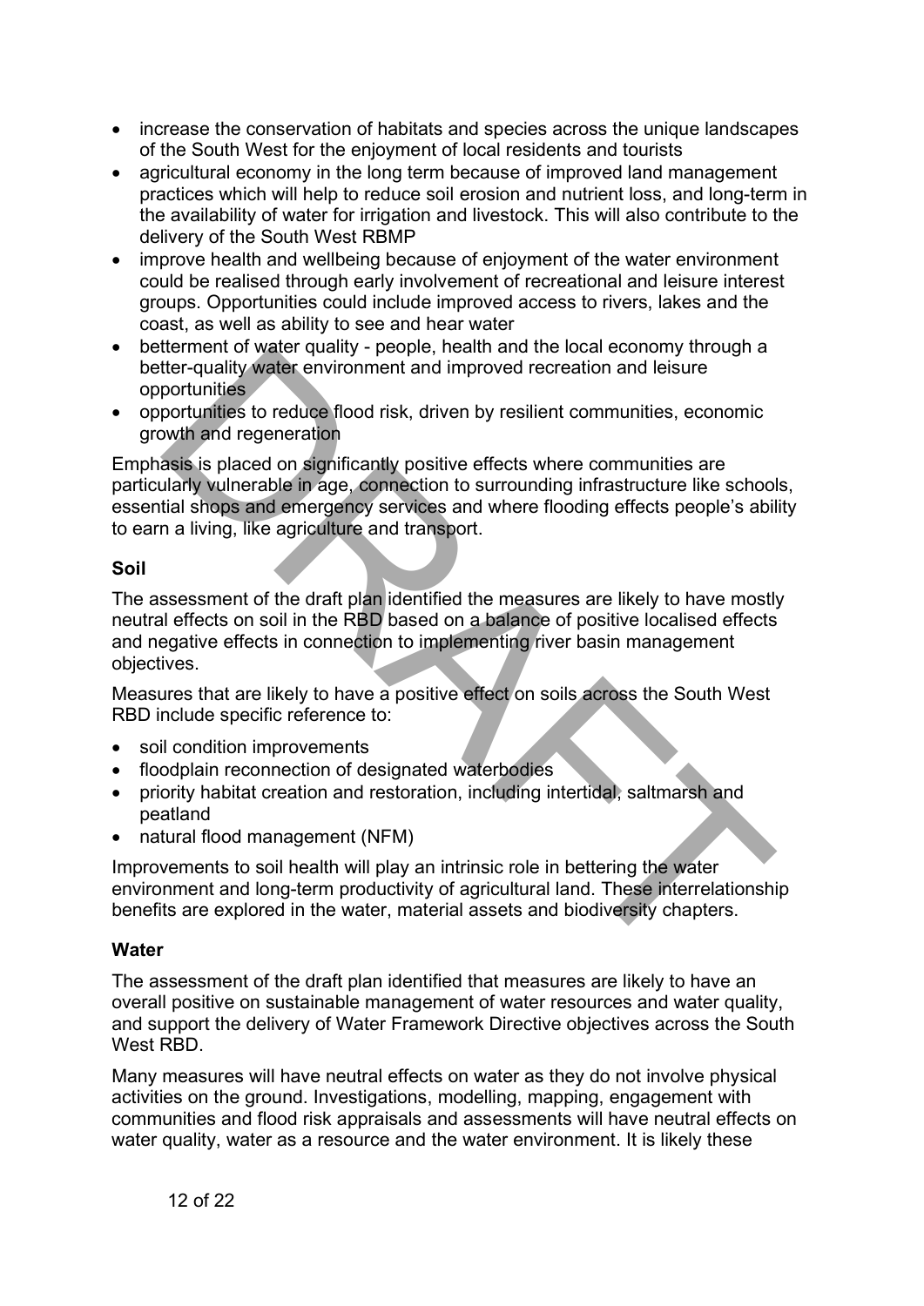- increase the conservation of habitats and species across the unique landscapes of the South West for the enjoyment of local residents and tourists
- agricultural economy in the long term because of improved land management practices which will help to reduce soil erosion and nutrient loss, and long-term in the availability of water for irrigation and livestock. This will also contribute to the delivery of the South West RBMP
- improve health and wellbeing because of enjoyment of the water environment could be realised through early involvement of recreational and leisure interest groups. Opportunities could include improved access to rivers, lakes and the coast, as well as ability to see and hear water
- betterment of water quality - people, health and the local economy through a better-quality water environment and improved recreation and leisure opportunities
- opportunities to reduce flood risk, driven by resilient communities, economic growth and regeneration

Emphasis is placed on significantly positive effects where communities are particularly vulnerable in age, connection to surrounding infrastructure like schools, essential shops and emergency services and where flooding effects people's ability to earn a living, like agriculture and transport.

### Soil

The assessment of the draft plan identified the measures are likely to have mostly neutral effects on soil in the RBD based on a balance of positive localised effects and negative effects in connection to implementing river basin management objectives.

Measures that are likely to have a positive effect on soils across the South West RBD include specific reference to:

- soil condition improvements
- floodplain reconnection of designated waterbodies
- priority habitat creation and restoration, including intertidal, saltmarsh and peatland
- natural flood management (NFM)

Improvements to soil health will play an intrinsic role in bettering the water environment and long-term productivity of agricultural land. These interrelationship benefits are explored in the water, material assets and biodiversity chapters.

### Water

The assessment of the draft plan identified that measures are likely to have an overall positive on sustainable management of water resources and water quality, and support the delivery of Water Framework Directive objectives across the South West RBD.

Many measures will have neutral effects on water as they do not involve physical activities on the ground. Investigations, modelling, mapping, engagement with communities and flood risk appraisals and assessments will have neutral effects on water quality, water as a resource and the water environment. It is likely these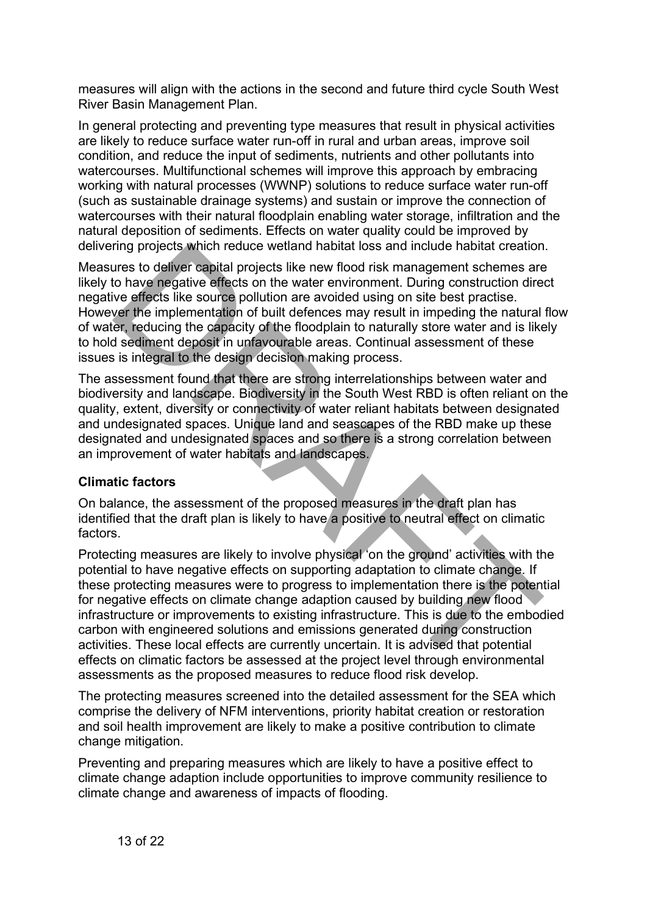measures will align with the actions in the second and future third cycle South West River Basin Management Plan.

In general protecting and preventing type measures that result in physical activities are likely to reduce surface water run-off in rural and urban areas, improve soil condition, and reduce the input of sediments, nutrients and other pollutants into watercourses. Multifunctional schemes will improve this approach by embracing working with natural processes (WWNP) solutions to reduce surface water run-off (such as sustainable drainage systems) and sustain or improve the connection of watercourses with their natural floodplain enabling water storage, infiltration and the natural deposition of sediments. Effects on water quality could be improved by delivering projects which reduce wetland habitat loss and include habitat creation.

Measures to deliver capital projects like new flood risk management schemes are likely to have negative effects on the water environment. During construction direct negative effects like source pollution are avoided using on site best practise. However the implementation of built defences may result in impeding the natural flow of water, reducing the capacity of the floodplain to naturally store water and is likely to hold sediment deposit in unfavourable areas. Continual assessment of these issues is integral to the design decision making process.

The assessment found that there are strong interrelationships between water and biodiversity and landscape. Biodiversity in the South West RBD is often reliant on the quality, extent, diversity or connectivity of water reliant habitats between designated and undesignated spaces. Unique land and seascapes of the RBD make up these designated and undesignated spaces and so there is a strong correlation between an improvement of water habitats and landscapes.

**Climatic factors**

On balance, the assessment of the proposed measures in the draft plan has identified that the draft plan is likely to have a positive to neutral effect on climatic factors.

Protecting measures are likely to involve physical 'on the ground' activities with the potential to have negative effects on supporting adaptation to climate change. If these protecting measures were to progress to implementation there is the potential for negative effects on climate change adaption caused by building new flood infrastructure or improvements to existing infrastructure. This is due to the embodied carbon with engineered solutions and emissions generated during construction activities. These local effects are currently uncertain. It is advised that potential effects on climatic factors be assessed at the project level through environmental assessments as the proposed measures to reduce flood risk develop.

The protecting measures screened into the detailed assessment for the SEA which comprise the delivery of NFM interventions, priority habitat creation or restoration and soil health improvement are likely to make a positive contribution to climate change mitigation.

Preventing and preparing measures which are likely to have a positive effect to climate change adaption include opportunities to improve community resilience to climate change and awareness of impacts of flooding.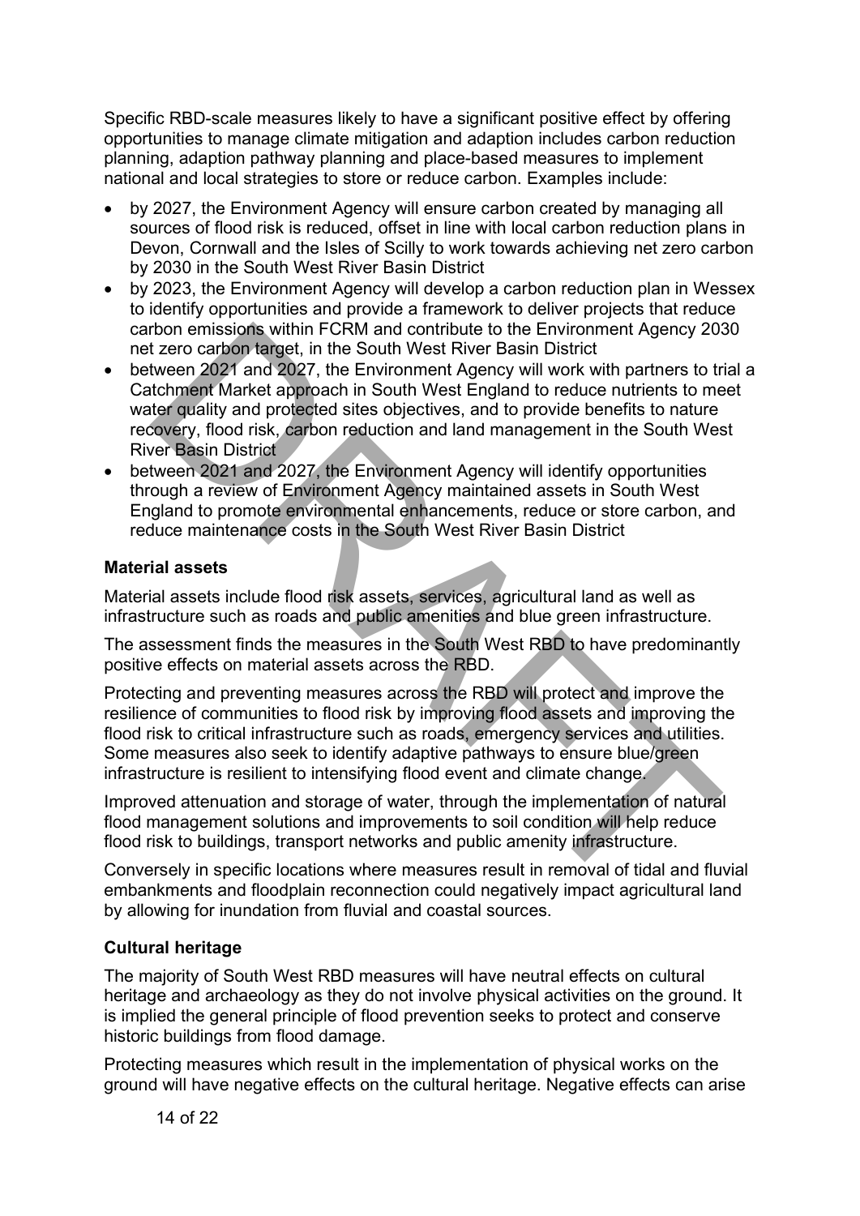Specific RBD-scale measures likely to have a significant positive effect by offering opportunities to manage climate mitigation and adaption includes carbon reduction planning, adaption pathway planning and place-based measures to implement national and local strategies to store or reduce carbon. Examples include:

- by 2027, the Environment Agency will ensure carbon created by managing all sources of flood risk is reduced, offset in line with local carbon reduction plans in Devon, Cornwall and the Isles of Scilly to work towards achieving net zero carbon by 2030 in the South West River Basin District
- by 2023, the Environment Agency will develop a carbon reduction plan in Wessex to identify opportunities and provide a framework to deliver projects that reduce carbon emissions within FCRM and contribute to the Environment Agency 2030 net zero carbon target, in the South West River Basin District
- between 2021 and 2027, the Environment Agency will work with partners to trial a Catchment Market approach in South West England to reduce nutrients to meet water quality and protected sites objectives, and to provide benefits to nature recovery, flood risk, carbon reduction and land management in the South West River Basin District
- between 2021 and 2027, the Environment Agency will identify opportunities through a review of Environment Agency maintained assets in South West England to promote environmental enhancements, reduce or store carbon, and reduce maintenance costs in the South West River Basin District

**Material assets**

Material assets include flood risk assets, services, agricultural land as well as infrastructure such as roads and public amenities and blue green infrastructure.

The assessment finds the measures in the South West RBD to have predominantly positive effects on material assets across the RBD.

Protecting and preventing measures across the RBD will protect and improve the resilience of communities to flood risk by improving flood assets and improving the flood risk to critical infrastructure such as roads, emergency services and utilities. Some measures also seek to identify adaptive pathways to ensure blue/green infrastructure is resilient to intensifying flood event and climate change.

Improved attenuation and storage of water, through the implementation of natural flood management solutions and improvements to soil condition will help reduce flood risk to buildings, transport networks and public amenity infrastructure.

Conversely in specific locations where measures result in removal of tidal and fluvial embankments and floodplain reconnection could negatively impact agricultural land by allowing for inundation from fluvial and coastal sources.

**Cultural heritage**

The majority of South West RBD measures will have neutral effects on cultural heritage and archaeology as they do not involve physical activities on the ground. It is implied the general principle of flood prevention seeks to protect and conserve historic buildings from flood damage.

Protecting measures which result in the implementation of physical works on the ground will have negative effects on the cultural heritage. Negative effects can arise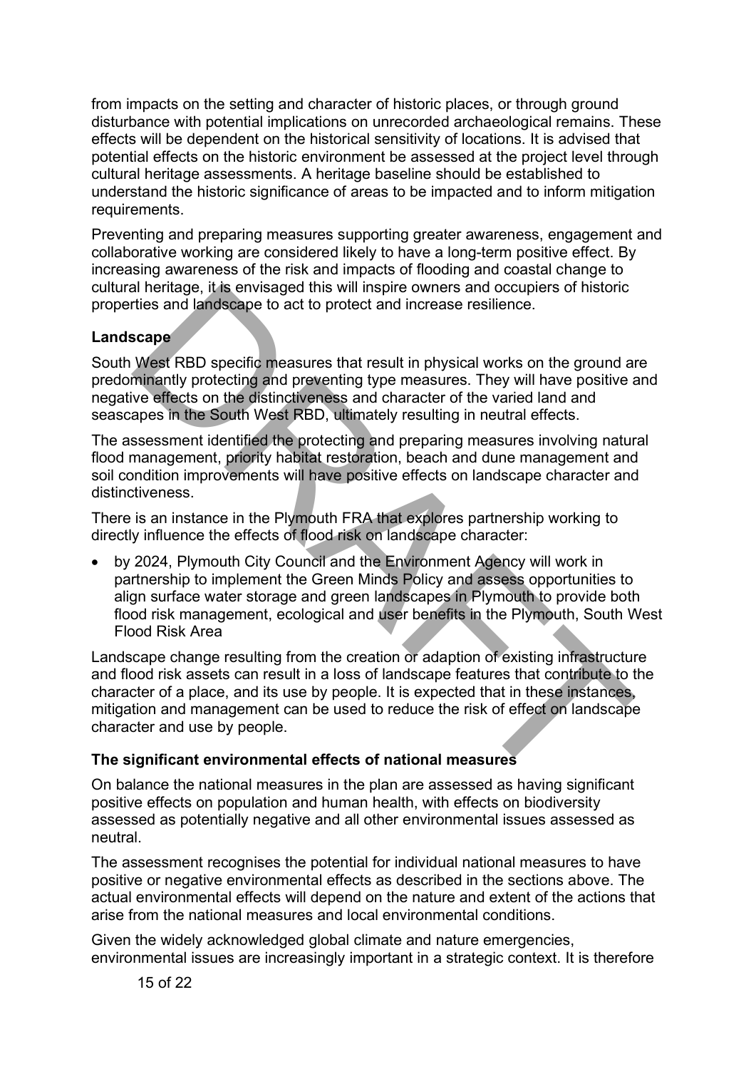from impacts on the setting and character of historic places, or through ground disturbance with potential implications on unrecorded archaeological remains. These effects will be dependent on the historical sensitivity of locations. It is advised that potential effects on the historic environment be assessed at the project level through cultural heritage assessments. A heritage baseline should be established to understand the historic significance of areas to be impacted and to inform mitigation requirements.

Preventing and preparing measures supporting greater awareness, engagement and collaborative working are considered likely to have a long-term positive effect. By increasing awareness of the risk and impacts of flooding and coastal change to cultural heritage, it is envisaged this will inspire owners and occupiers of historic properties and landscape to act to protect and increase resilience.

**Landscape**

South West RBD specific measures that result in physical works on the ground are predominantly protecting and preventing type measures. They will have positive and negative effects on the distinctiveness and character of the varied land and seascapes in the South West RBD, ultimately resulting in neutral effects.

The assessment identified the protecting and preparing measures involving natural flood management, priority habitat restoration, beach and dune management and soil condition improvements will have positive effects on landscape character and distinctiveness.

There is an instance in the Plymouth FRA that explores partnership working to directly influence the effects of flood risk on landscape character:

- by 2024, Plymouth City Council and the Environment Agency will work in partnership to implement the Green Minds Policy and assess opportunities to align surface water storage and green landscapes in Plymouth to provide both flood risk management, ecological and user benefits in the Plymouth, South West Flood Risk Area

Landscape change resulting from the creation or adaption of existing infrastructure and flood risk assets can result in a loss of landscape features that contribute to the character of a place, and its use by people. It is expected that in these instances, mitigation and management can be used to reduce the risk of effect on landscape character and use by people.

**The significant environmental effects of national measures**

On balance the national measures in the plan are assessed as having significant positive effects on population and human health, with effects on biodiversity assessed as potentially negative and all other environmental issues assessed as neutral.

The assessment recognises the potential for individual national measures to have positive or negative environmental effects as described in the sections above. The actual environmental effects will depend on the nature and extent of the actions that arise from the national measures and local environmental conditions.

Given the widely acknowledged global climate and nature emergencies, environmental issues are increasingly important in a strategic context. It is therefore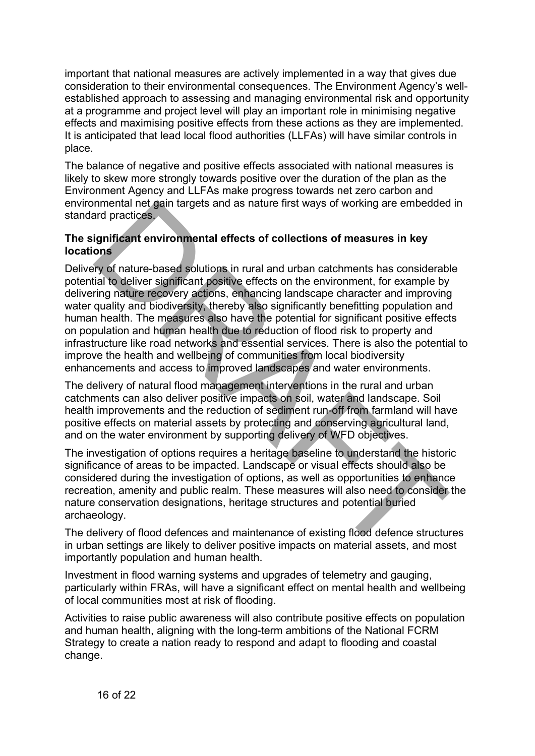important that national measures are actively implemented in a way that gives due consideration to their environmental consequences. The Environment Agency's well-established approach to assessing and managing environmental risk and opportunity at a programme and project level will play an important role in minimising negative effects and maximising positive effects from these actions as they are implemented. It is anticipated that lead local flood authorities (LLFAs) will have similar controls in place.

The balance of negative and positive effects associated with national measures is likely to skew more strongly towards positive over the duration of the plan as the Environment Agency and LLFAs make progress towards net zero carbon and environmental net gain targets and as nature first ways of working are embedded in standard practices.

**The significant environmental effects of collections of measures in key locations**

Delivery of nature-based solutions in rural and urban catchments has considerable potential to deliver significant positive effects on the environment, for example by delivering nature recovery actions, enhancing landscape character and improving water quality and biodiversity, thereby also significantly benefitting population and human health. The measures also have the potential for significant positive effects on population and human health due to reduction of flood risk to property and infrastructure like road networks and essential services. There is also the potential to improve the health and wellbeing of communities from local biodiversity enhancements and access to improved landscapes and water environments.

The delivery of natural flood management interventions in the rural and urban catchments can also deliver positive impacts on soil, water and landscape. Soil health improvements and the reduction of sediment run-off from farmland will have positive effects on material assets by protecting and conserving agricultural land, and on the water environment by supporting delivery of WFD objectives.

The investigation of options requires a heritage baseline to understand the historic significance of areas to be impacted. Landscape or visual effects should also be considered during the investigation of options, as well as opportunities to enhance recreation, amenity and public realm. These measures will also need to consider the nature conservation designations, heritage structures and potential buried archaeology.

The delivery of flood defences and maintenance of existing flood defence structures in urban settings are likely to deliver positive impacts on material assets, and most importantly population and human health.

Investment in flood warning systems and upgrades of telemetry and gauging, particularly within FRAs, will have a significant effect on mental health and wellbeing of local communities most at risk of flooding.

Activities to raise public awareness will also contribute positive effects on population and human health, aligning with the long-term ambitions of the National FCRM Strategy to create a nation ready to respond and adapt to flooding and coastal change.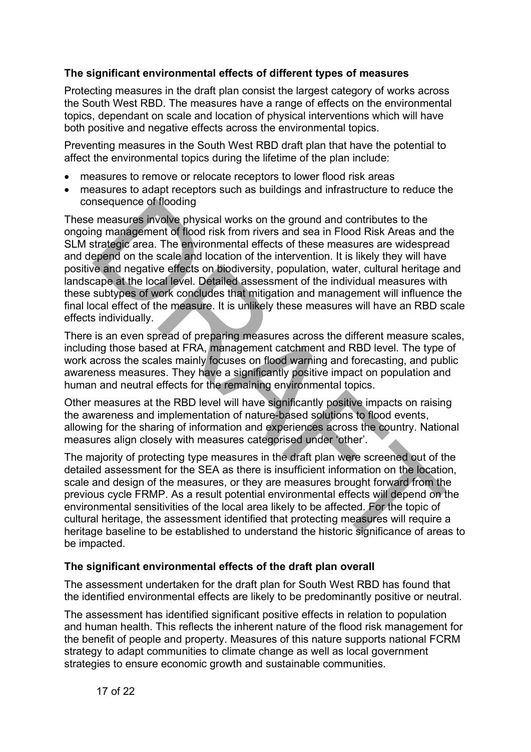**The significant environmental effects of different types of measures**

Protecting measures in the draft plan consist the largest category of works across the South West RBD. The measures have a range of effects on the environmental topics, dependant on scale and location of physical interventions which will have both positive and negative effects across the environmental topics.

Preventing measures in the South West RBD draft plan that have the potential to affect the environmental topics during the lifetime of the plan include:

- measures to remove or relocate receptors to lower flood risk areas
- measures to adapt receptors such as buildings and infrastructure to reduce the consequence of flooding

These measures involve physical works on the ground and contributes to the ongoing management of flood risk from rivers and sea in Flood Risk Areas and the SLM strategic area. The environmental effects of these measures are widespread and depend on the scale and location of the intervention. It is likely they will have positive and negative effects on biodiversity, population, water, cultural heritage and landscape at the local level. Detailed assessment of the individual measures with these subtypes of work concludes that mitigation and management will influence the final local effect of the measure. It is unlikely these measures will have an RBD scale effects individually.

There is an even spread of preparing measures across the different measure scales, including those based at FRA, management catchment and RBD level. The type of work across the scales mainly focuses on flood warning and forecasting, and public awareness measures. They have a significantly positive impact on population and human and neutral effects for the remaining environmental topics.

Other measures at the RBD level will have significantly positive impacts on raising the awareness and implementation of nature-based solutions to flood events, allowing for the sharing of information and experiences across the country. National measures align closely with measures categorised under 'other'.

The majority of protecting type measures in the draft plan were screened out of the detailed assessment for the SEA as there is insufficient information on the location, scale and design of the measures, or they are measures brought forward from the previous cycle FRMP. As a result potential environmental effects will depend on the environmental sensitivities of the local area likely to be affected. For the topic of cultural heritage, the assessment identified that protecting measures will require a heritage baseline to be established to understand the historic significance of areas to be impacted.

**The significant environmental effects of the draft plan overall**

The assessment undertaken for the draft plan for South West RBD has found that the identified environmental effects are likely to be predominantly positive or neutral.

The assessment has identified significant positive effects in relation to population and human health. This reflects the inherent nature of the flood risk management for the benefit of people and property. Measures of this nature supports national FCRM strategy to adapt communities to climate change as well as local government strategies to ensure economic growth and sustainable communities.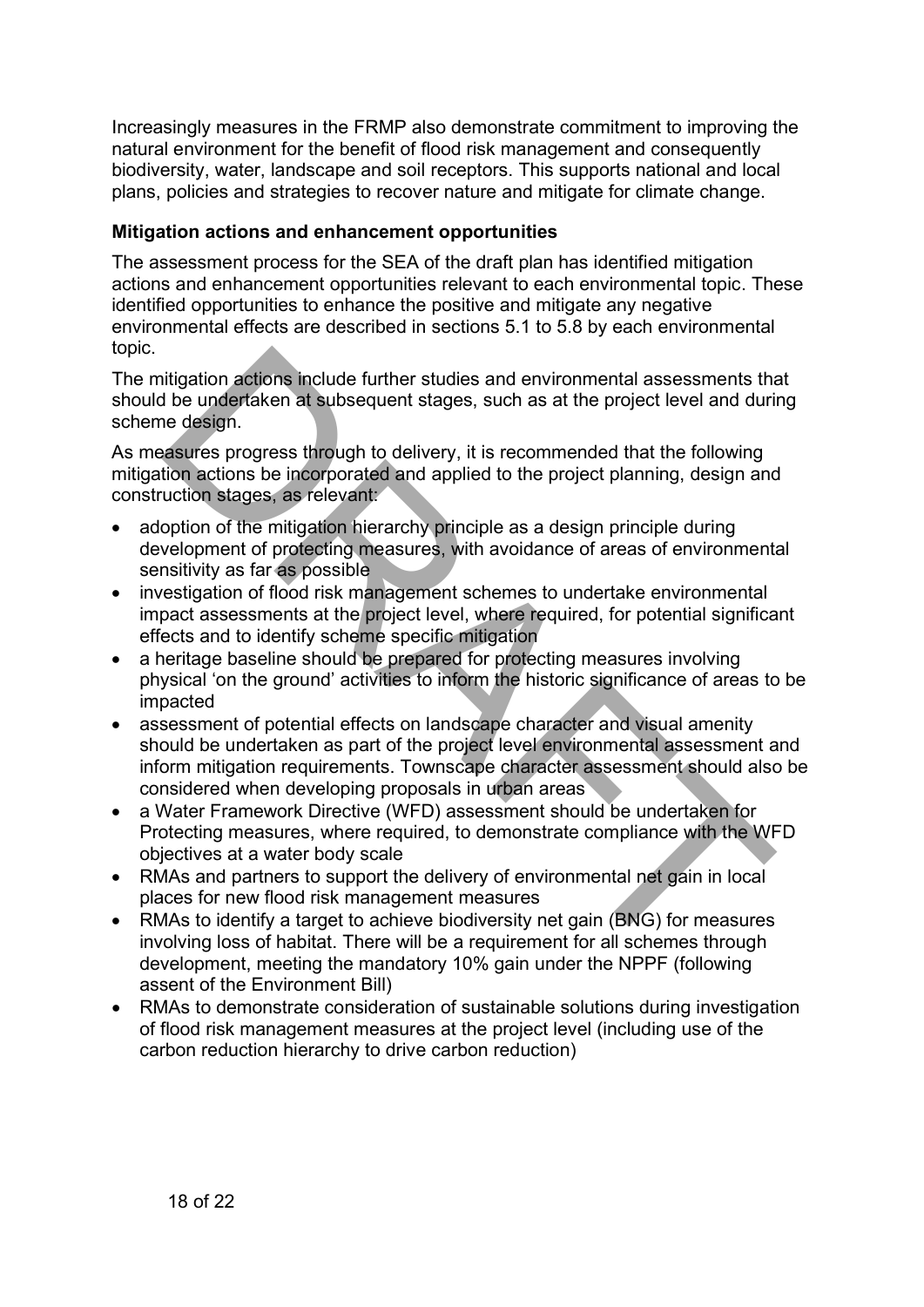Increasingly measures in the FRMP also demonstrate commitment to improving the natural environment for the benefit of flood risk management and consequently biodiversity, water, landscape and soil receptors. This supports national and local plans, policies and strategies to recover nature and mitigate for climate change.

**Mitigation actions and enhancement opportunities**

The assessment process for the SEA of the draft plan has identified mitigation actions and enhancement opportunities relevant to each environmental topic. These identified opportunities to enhance the positive and mitigate any negative environmental effects are described in sections 5.1 to 5.8 by each environmental topic.

The mitigation actions include further studies and environmental assessments that should be undertaken at subsequent stages, such as at the project level and during scheme design.

As measures progress through to delivery, it is recommended that the following mitigation actions be incorporated and applied to the project planning, design and construction stages, as relevant:

- adoption of the mitigation hierarchy principle as a design principle during development of protecting measures, with avoidance of areas of environmental sensitivity as far as possible
- investigation of flood risk management schemes to undertake environmental impact assessments at the project level, where required, for potential significant effects and to identify scheme specific mitigation
- a heritage baseline should be prepared for protecting measures involving physical 'on the ground' activities to inform the historic significance of areas to be impacted
- assessment of potential effects on landscape character and visual amenity should be undertaken as part of the project level environmental assessment and inform mitigation requirements. Townscape character assessment should also be considered when developing proposals in urban areas
- a Water Framework Directive (WFD) assessment should be undertaken for Protecting measures, where required, to demonstrate compliance with the WFD objectives at a water body scale
- RMAs and partners to support the delivery of environmental net gain in local places for new flood risk management measures
- RMAs to identify a target to achieve biodiversity net gain (BNG) for measures involving loss of habitat. There will be a requirement for all schemes through development, meeting the mandatory 10% gain under the NPPF (following assent of the Environment Bill)
- RMAs to demonstrate consideration of sustainable solutions during investigation of flood risk management measures at the project level (including use of the carbon reduction hierarchy to drive carbon reduction)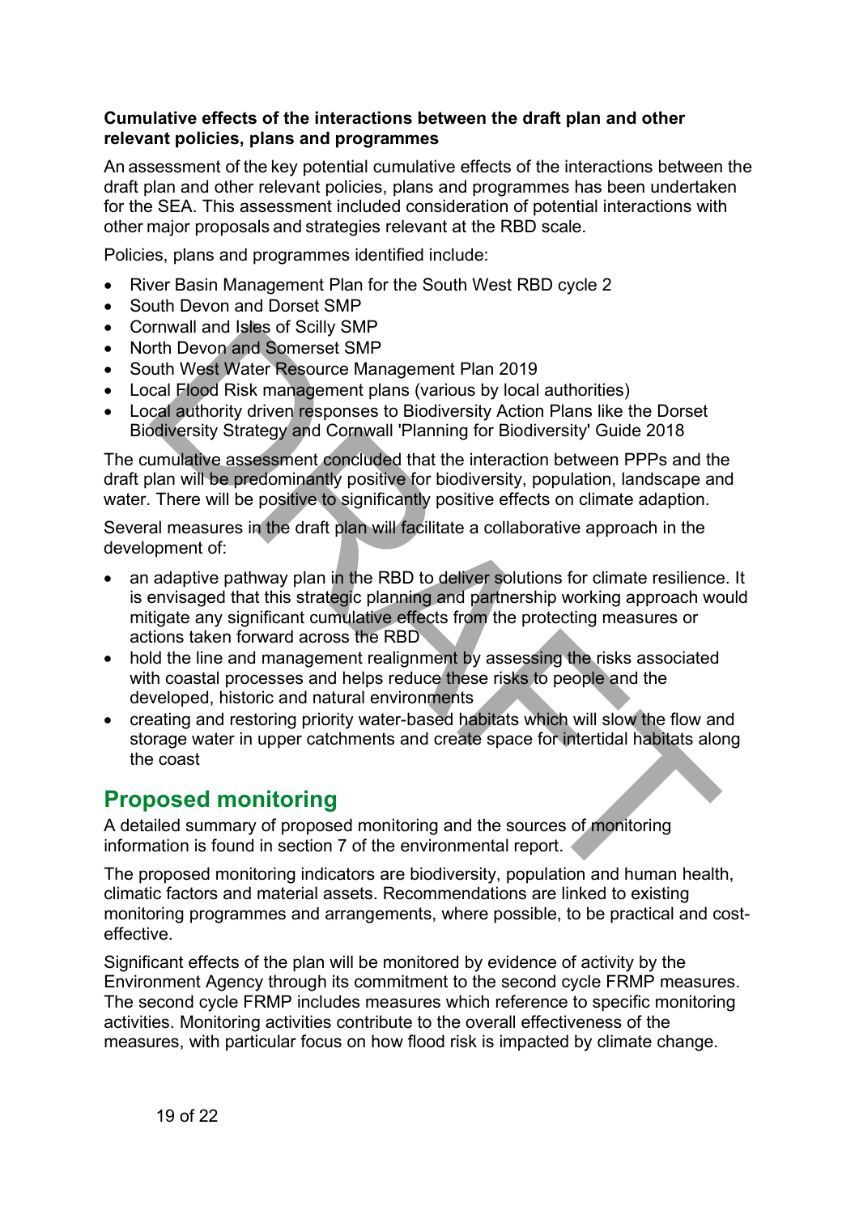**Cumulative effects of the interactions between the draft plan and other relevant policies, plans and programmes**

An assessment of the key potential cumulative effects of the interactions between the draft plan and other relevant policies, plans and programmes has been undertaken for the SEA. This assessment included consideration of potential interactions with other major proposals and strategies relevant at the RBD scale.

Policies, plans and programmes identified include:

- River Basin Management Plan for the South West RBD cycle 2
- South Devon and Dorset SMP
- Cornwall and Isles of Scilly SMP
- North Devon and Somerset SMP
- South West Water Resource Management Plan 2019
- Local Flood Risk management plans (various by local authorities)
- Local authority driven responses to Biodiversity Action Plans like the Dorset Biodiversity Strategy and Cornwall 'Planning for Biodiversity' Guide 2018

The cumulative assessment concluded that the interaction between PPPs and the draft plan will be predominantly positive for biodiversity, population, landscape and water. There will be positive to significantly positive effects on climate adaption.

Several measures in the draft plan will facilitate a collaborative approach in the development of:

- an adaptive pathway plan in the RBD to deliver solutions for climate resilience. It is envisaged that this strategic planning and partnership working approach would mitigate any significant cumulative effects from the protecting measures or actions taken forward across the RBD
- hold the line and management realignment by assessing the risks associated with coastal processes and helps reduce these risks to people and the developed, historic and natural environments
- creating and restoring priority water-based habitats which will slow the flow and storage water in upper catchments and create space for intertidal habitats along the coast

## Proposed monitoring

A detailed summary of proposed monitoring and the sources of monitoring information is found in section 7 of the environmental report.

The proposed monitoring indicators are biodiversity, population and human health, climatic factors and material assets. Recommendations are linked to existing monitoring programmes and arrangements, where possible, to be practical and cost-effective.

Significant effects of the plan will be monitored by evidence of activity by the Environment Agency through its commitment to the second cycle FRMP measures. The second cycle FRMP includes measures which reference to specific monitoring activities. Monitoring activities contribute to the overall effectiveness of the measures, with particular focus on how flood risk is impacted by climate change.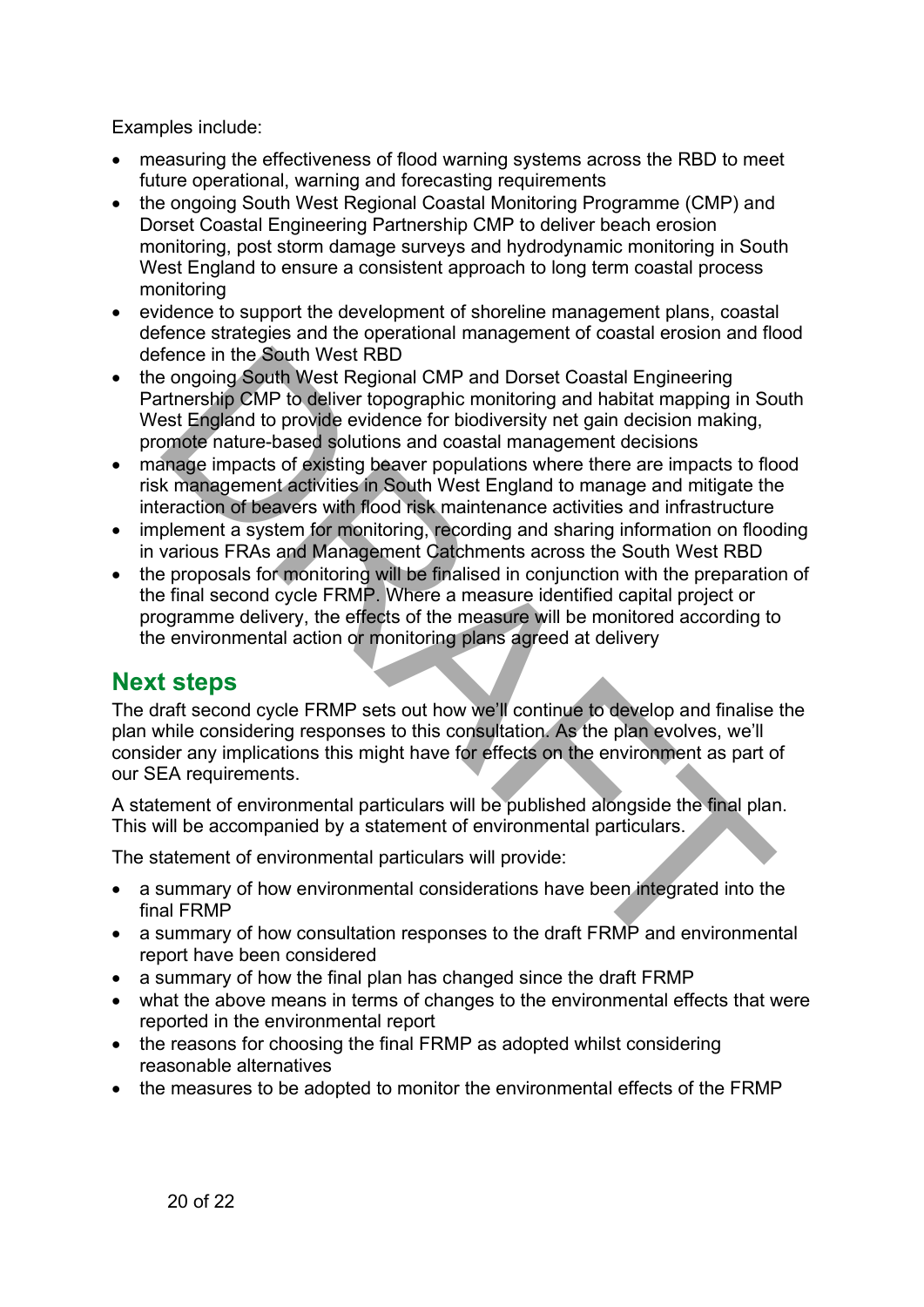Examples include:

- measuring the effectiveness of flood warning systems across the RBD to meet future operational, warning and forecasting requirements
- the ongoing South West Regional Coastal Monitoring Programme (CMP) and Dorset Coastal Engineering Partnership CMP to deliver beach erosion monitoring, post storm damage surveys and hydrodynamic monitoring in South West England to ensure a consistent approach to long term coastal process monitoring
- evidence to support the development of shoreline management plans, coastal defence strategies and the operational management of coastal erosion and flood defence in the South West RBD
- the ongoing South West Regional CMP and Dorset Coastal Engineering Partnership CMP to deliver topographic monitoring and habitat mapping in South West England to provide evidence for biodiversity net gain decision making, promote nature-based solutions and coastal management decisions
- manage impacts of existing beaver populations where there are impacts to flood risk management activities in South West England to manage and mitigate the interaction of beavers with flood risk maintenance activities and infrastructure
- implement a system for monitoring, recording and sharing information on flooding in various FRAs and Management Catchments across the South West RBD
- the proposals for monitoring will be finalised in conjunction with the preparation of the final second cycle FRMP. Where a measure identified capital project or programme delivery, the effects of the measure will be monitored according to the environmental action or monitoring plans agreed at delivery

## Next steps

The draft second cycle FRMP sets out how we'll continue to develop and finalise the plan while considering responses to this consultation. As the plan evolves, we'll consider any implications this might have for effects on the environment as part of our SEA requirements.

A statement of environmental particulars will be published alongside the final plan. This will be accompanied by a statement of environmental particulars.

The statement of environmental particulars will provide:

- a summary of how environmental considerations have been integrated into the final FRMP
- a summary of how consultation responses to the draft FRMP and environmental report have been considered
- a summary of how the final plan has changed since the draft FRMP
- what the above means in terms of changes to the environmental effects that were reported in the environmental report
- the reasons for choosing the final FRMP as adopted whilst considering reasonable alternatives
- the measures to be adopted to monitor the environmental effects of the FRMP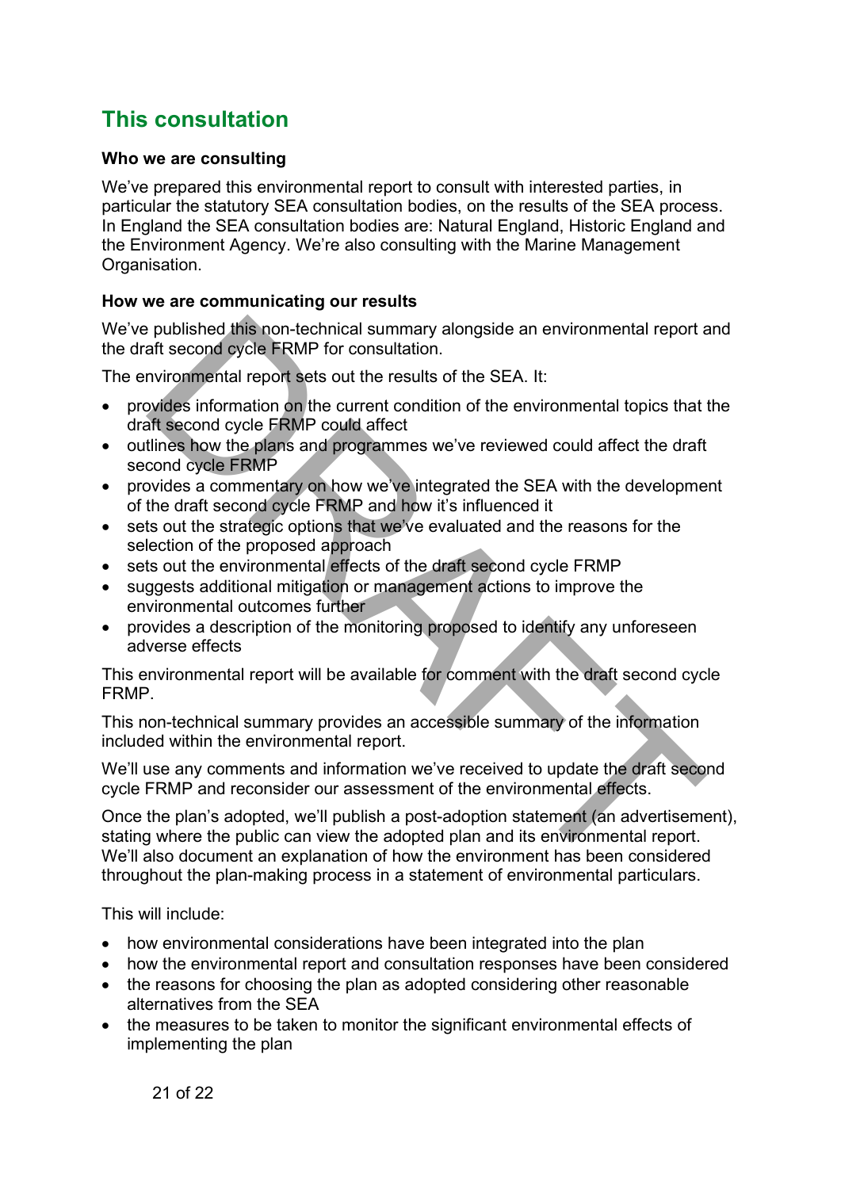## This consultation

**Who we are consulting**

We've prepared this environmental report to consult with interested parties, in particular the statutory SEA consultation bodies, on the results of the SEA process. In England the SEA consultation bodies are: Natural England, Historic England and the Environment Agency. We're also consulting with the Marine Management Organisation.

**How we are communicating our results**

We've published this non-technical summary alongside an environmental report and the draft second cycle FRMP for consultation.

The environmental report sets out the results of the SEA. It:

- provides information on the current condition of the environmental topics that the draft second cycle FRMP could affect
- outlines how the plans and programmes we've reviewed could affect the draft second cycle FRMP
- provides a commentary on how we've integrated the SEA with the development of the draft second cycle FRMP and how it's influenced it
- sets out the strategic options that we've evaluated and the reasons for the selection of the proposed approach
- sets out the environmental effects of the draft second cycle FRMP
- suggests additional mitigation or management actions to improve the environmental outcomes further
- provides a description of the monitoring proposed to identify any unforeseen adverse effects

This environmental report will be available for comment with the draft second cycle FRMP.

This non-technical summary provides an accessible summary of the information included within the environmental report.

We'll use any comments and information we've received to update the draft second cycle FRMP and reconsider our assessment of the environmental effects.

Once the plan's adopted, we'll publish a post-adoption statement (an advertisement), stating where the public can view the adopted plan and its environmental report. We'll also document an explanation of how the environment has been considered throughout the plan-making process in a statement of environmental particulars.

This will include:

- how environmental considerations have been integrated into the plan
- how the environmental report and consultation responses have been considered
- the reasons for choosing the plan as adopted considering other reasonable alternatives from the SEA
- the measures to be taken to monitor the significant environmental effects of implementing the plan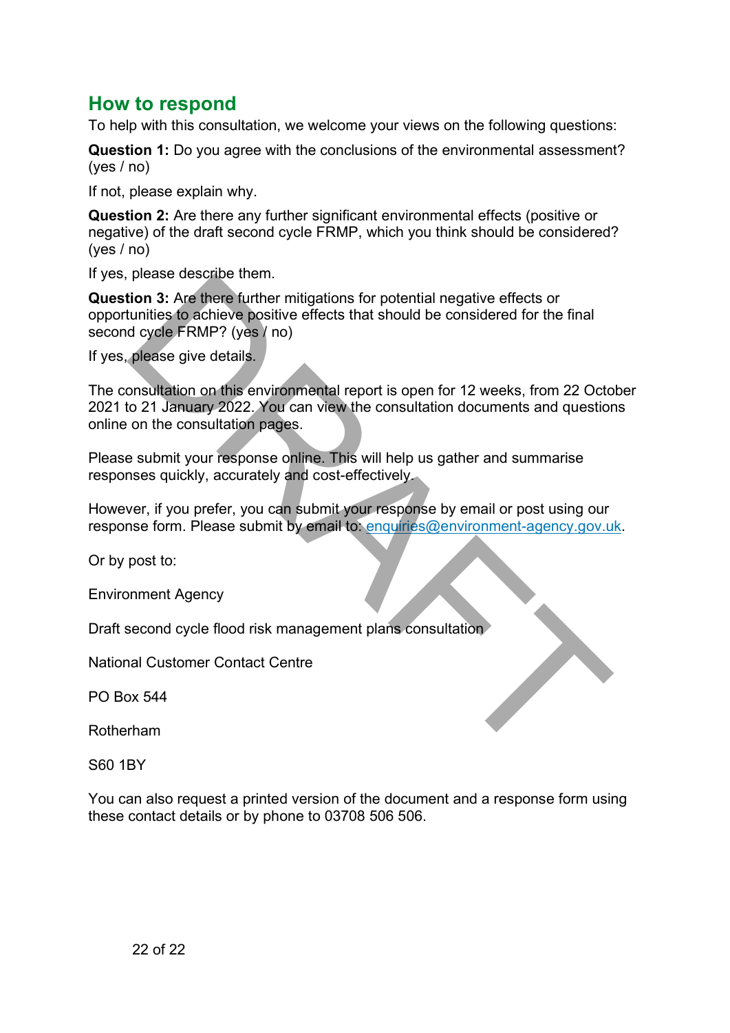## How to respond

To help with this consultation, we welcome your views on the following questions:

**Question 1:** Do you agree with the conclusions of the environmental assessment? (yes / no)

If not, please explain why.

**Question 2:** Are there any further significant environmental effects (positive or negative) of the draft second cycle FRMP, which you think should be considered? (yes / no)

If yes, please describe them.

**Question 3:** Are there further mitigations for potential negative effects or opportunities to achieve positive effects that should be considered for the final second cycle FRMP? (yes / no)

If yes, please give details.

The consultation on this environmental report is open for 12 weeks, from 22 October 2021 to 21 January 2022. You can view the consultation documents and questions online on the consultation pages.

Please submit your response online. This will help us gather and summarise responses quickly, accurately and cost-effectively.

However, if you prefer, you can submit your response by email or post using our response form. Please submit by email to: enquiries@environment-agency.gov.uk.

Or by post to:

Environment Agency

Draft second cycle flood risk management plans consultation

National Customer Contact Centre

PO Box 544

Rotherham

S60 1BY

You can also request a printed version of the document and a response form using these contact details or by phone to 03708 506 506.